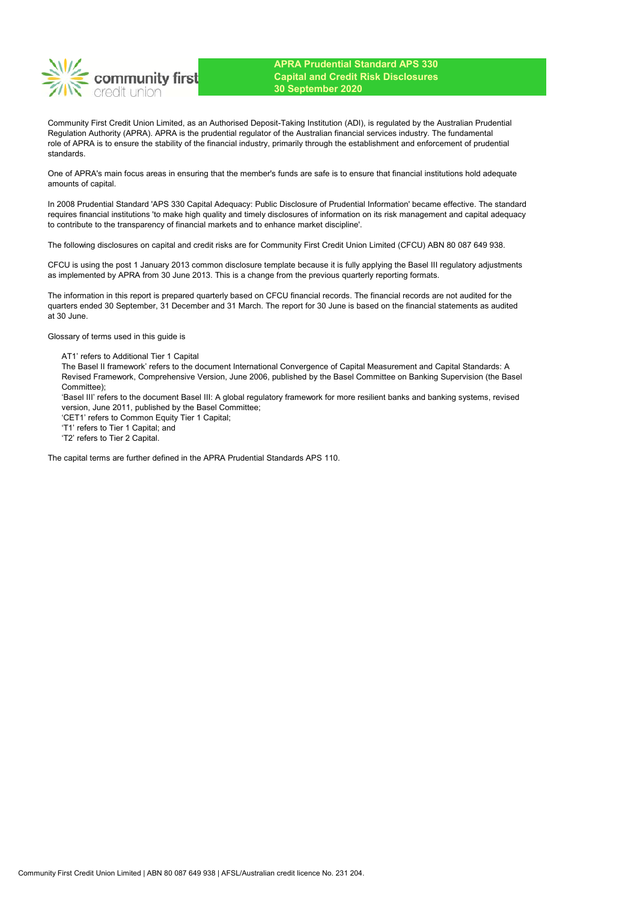# APRA Prudential Standard APS 330
## Capital and Credit Risk Disclosures
### 30 September 2020

Community First Credit Union Limited, as an Authorised Deposit-Taking Institution (ADI), is regulated by the Australian Prudential Regulation Authority (APRA). APRA is the prudential regulator of the Australian financial services industry. The fundamental role of APRA is to ensure the stability of the financial industry, primarily through the establishment and enforcement of prudential standards.

One of APRA's main focus areas in ensuring that the member's funds are safe is to ensure that financial institutions hold adequate amounts of capital.

In 2008 Prudential Standard 'APS 330 Capital Adequacy: Public Disclosure of Prudential Information' became effective. The standard requires financial institutions 'to make high quality and timely disclosures of information on its risk management and capital adequacy to contribute to the transparency of financial markets and to enhance market discipline'.

The following disclosures on capital and credit risks are for Community First Credit Union Limited (CFCU) ABN 80 087 649 938.

CFCU is using the post 1 January 2013 common disclosure template because it is fully applying the Basel III regulatory adjustments as implemented by APRA from 30 June 2013. This is a change from the previous quarterly reporting formats.

The information in this report is prepared quarterly based on CFCU financial records. The financial records are not audited for the quarters ended 30 September, 31 December and 31 March. The report for 30 June is based on the financial statements as audited at 30 June.

Glossary of terms used in this guide is

AT1' refers to Additional Tier 1 Capital
The Basel II framework' refers to the document International Convergence of Capital Measurement and Capital Standards: A Revised Framework, Comprehensive Version, June 2006, published by the Basel Committee on Banking Supervision (the Basel Committee);
'Basel III' refers to the document Basel III: A global regulatory framework for more resilient banks and banking systems, revised version, June 2011, published by the Basel Committee;
'CET1' refers to Common Equity Tier 1 Capital;
'T1' refers to Tier 1 Capital; and
'T2' refers to Tier 2 Capital.

The capital terms are further defined in the APRA Prudential Standards APS 110.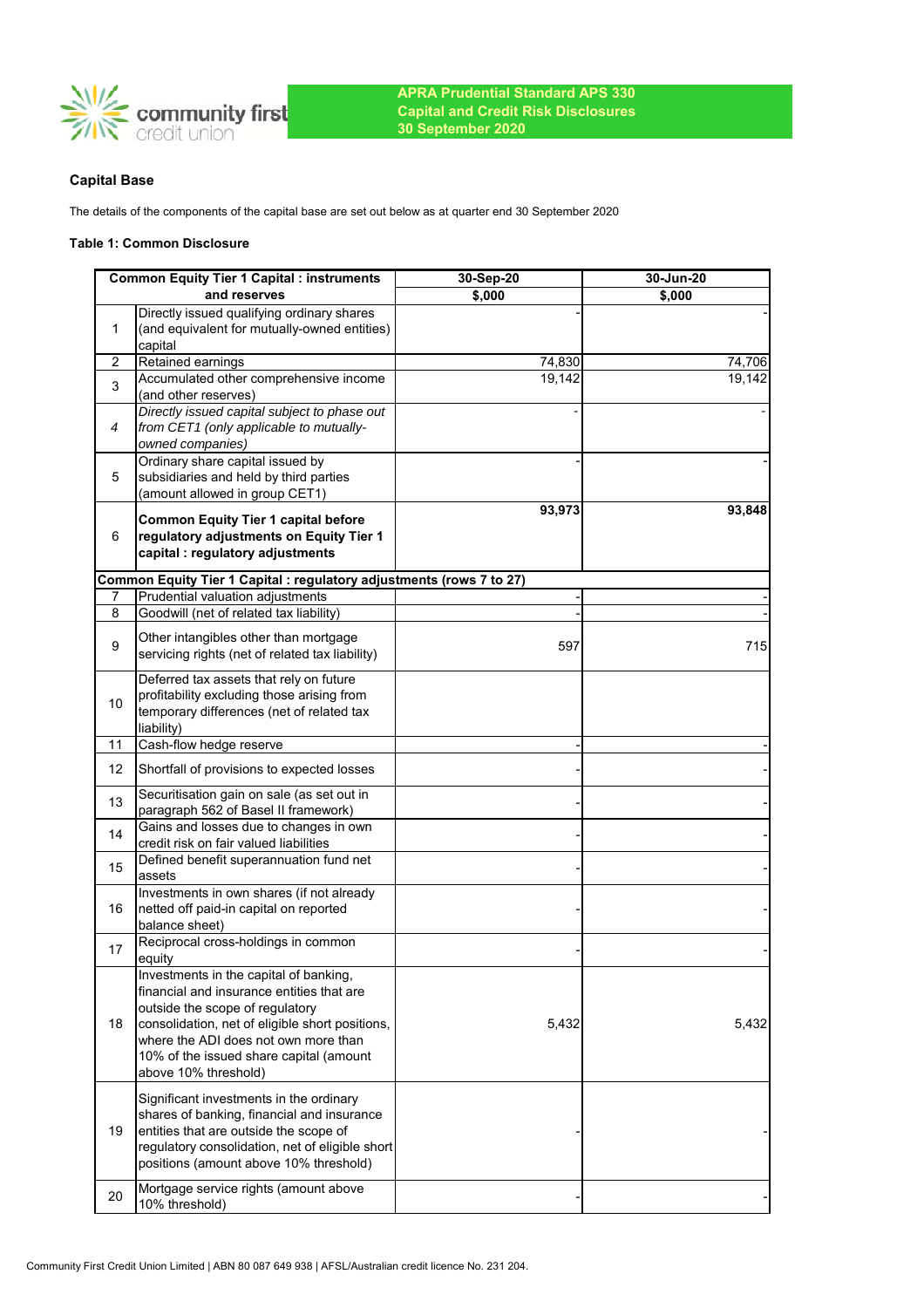community first credit union

**APRA Prudential Standard APS 330**
**Capital and Credit Risk Disclosures**
**30 September 2020**

### Capital Base

The details of the components of the capital base are set out below as at quarter end 30 September 2020

#### Table 1: Common Disclosure

| | Common Equity Tier 1 Capital : instruments and reserves | 30-Sep-20 $,000 | 30-Jun-20 $,000 |
|---|---|---|---|
| 1 | Directly issued qualifying ordinary shares (and equivalent for mutually-owned entities) capital | - | - |
| 2 | Retained earnings | 74,830 | 74,706 |
| 3 | Accumulated other comprehensive income (and other reserves) | 19,142 | 19,142 |
| *4* | *Directly issued capital subject to phase out from CET1 (only applicable to mutually-owned companies)* | - | - |
| 5 | Ordinary share capital issued by subsidiaries and held by third parties (amount allowed in group CET1) | - | - |
| 6 | **Common Equity Tier 1 capital before regulatory adjustments on Equity Tier 1 capital : regulatory adjustments** | **93,973** | **93,848** |
| | **Common Equity Tier 1 Capital : regulatory adjustments (rows 7 to 27)** | | |
| 7 | Prudential valuation adjustments | - | - |
| 8 | Goodwill (net of related tax liability) | - | - |
| 9 | Other intangibles other than mortgage servicing rights (net of related tax liability) | 597 | 715 |
| 10 | Deferred tax assets that rely on future profitability excluding those arising from temporary differences (net of related tax liability) | | |
| 11 | Cash-flow hedge reserve | - | - |
| 12 | Shortfall of provisions to expected losses | - | - |
| 13 | Securitisation gain on sale (as set out in paragraph 562 of Basel II framework) | - | - |
| 14 | Gains and losses due to changes in own credit risk on fair valued liabilities | - | - |
| 15 | Defined benefit superannuation fund net assets | - | - |
| 16 | Investments in own shares (if not already netted off paid-in capital on reported balance sheet) | - | - |
| 17 | Reciprocal cross-holdings in common equity | - | - |
| 18 | Investments in the capital of banking, financial and insurance entities that are outside the scope of regulatory consolidation, net of eligible short positions, where the ADI does not own more than 10% of the issued share capital (amount above 10% threshold) | 5,432 | 5,432 |
| 19 | Significant investments in the ordinary shares of banking, financial and insurance entities that are outside the scope of regulatory consolidation, net of eligible short positions (amount above 10% threshold) | - | - |
| 20 | Mortgage service rights (amount above 10% threshold) | - | - |

Community First Credit Union Limited | ABN 80 087 649 938 | AFSL/Australian credit licence No. 231 204.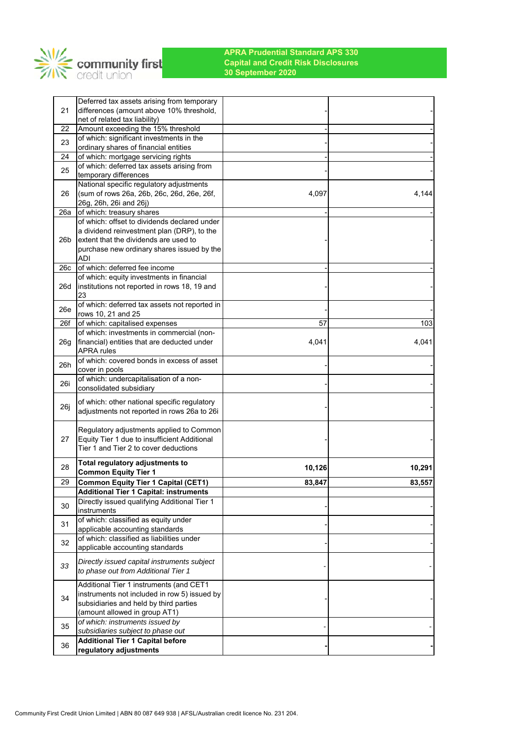| | | | |
|---|---|---|---|
| 21 | Deferred tax assets arising from temporary differences (amount above 10% threshold, net of related tax liability) | - | - |
| 22 | Amount exceeding the 15% threshold | - | - |
| 23 | of which: significant investments in the ordinary shares of financial entities | - | - |
| 24 | of which: mortgage servicing rights | - | - |
| 25 | of which: deferred tax assets arising from temporary differences | - | - |
| 26 | National specific regulatory adjustments (sum of rows 26a, 26b, 26c, 26d, 26e, 26f, 26g, 26h, 26i and 26j) | 4,097 | 4,144 |
| 26a | of which: treasury shares | - | - |
| 26b | of which: offset to dividends declared under a dividend reinvestment plan (DRP), to the extent that the dividends are used to purchase new ordinary shares issued by the ADI | - | - |
| 26c | of which: deferred fee income | - | - |
| 26d | of which: equity investments in financial institutions not reported in rows 18, 19 and 23 | - | - |
| 26e | of which: deferred tax assets not reported in rows 10, 21 and 25 | - | - |
| 26f | of which: capitalised expenses | 57 | 103 |
| 26g | of which: investments in commercial (non-financial) entities that are deducted under APRA rules | 4,041 | 4,041 |
| 26h | of which: covered bonds in excess of asset cover in pools | - | - |
| 26i | of which: undercapitalisation of a non-consolidated subsidiary | - | - |
| 26j | of which: other national specific regulatory adjustments not reported in rows 26a to 26i | - | - |
| 27 | Regulatory adjustments applied to Common Equity Tier 1 due to insufficient Additional Tier 1 and Tier 2 to cover deductions | - | - |
| 28 | **Total regulatory adjustments to Common Equity Tier 1** | **10,126** | **10,291** |
| 29 | **Common Equity Tier 1 Capital (CET1)** | **83,847** | **83,557** |
| | **Additional Tier 1 Capital: instruments** | | |
| 30 | Directly issued qualifying Additional Tier 1 instruments | - | - |
| 31 | of which: classified as equity under applicable accounting standards | - | - |
| 32 | of which: classified as liabilities under applicable accounting standards | - | - |
| *33* | *Directly issued capital instruments subject to phase out from Additional Tier 1* | - | - |
| 34 | Additional Tier 1 instruments (and CET1 instruments not included in row 5) issued by subsidiaries and held by third parties (amount allowed in group AT1) | - | - |
| 35 | *of which: instruments issued by subsidiaries subject to phase out* | - | - |
| 36 | **Additional Tier 1 Capital before regulatory adjustments** | **-** | **-** |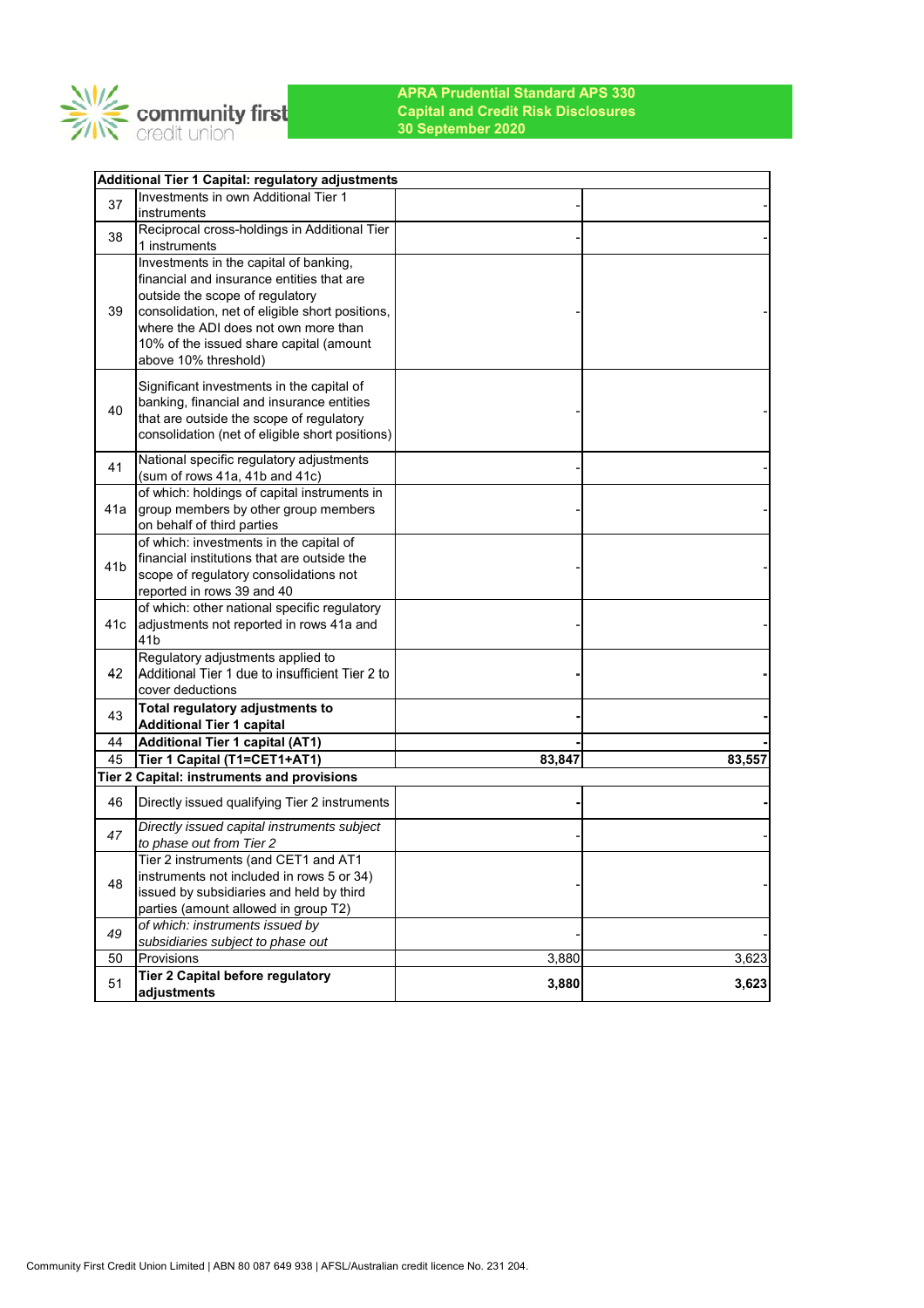**APRA Prudential Standard APS 330**
**Capital and Credit Risk Disclosures**
**30 September 2020**

| | **Additional Tier 1 Capital: regulatory adjustments** | | |
|---|---|---|---|
| 37 | Investments in own Additional Tier 1 instruments | - | - |
| 38 | Reciprocal cross-holdings in Additional Tier 1 instruments | - | - |
| 39 | Investments in the capital of banking, financial and insurance entities that are outside the scope of regulatory consolidation, net of eligible short positions, where the ADI does not own more than 10% of the issued share capital (amount above 10% threshold) | - | - |
| 40 | Significant investments in the capital of banking, financial and insurance entities that are outside the scope of regulatory consolidation (net of eligible short positions) | - | - |
| 41 | National specific regulatory adjustments (sum of rows 41a, 41b and 41c) | - | - |
| 41a | of which: holdings of capital instruments in group members by other group members on behalf of third parties | - | - |
| 41b | of which: investments in the capital of financial institutions that are outside the scope of regulatory consolidations not reported in rows 39 and 40 | - | - |
| 41c | of which: other national specific regulatory adjustments not reported in rows 41a and 41b | - | - |
| 42 | Regulatory adjustments applied to Additional Tier 1 due to insufficient Tier 2 to cover deductions | **-** | **-** |
| 43 | **Total regulatory adjustments to Additional Tier 1 capital** | **-** | **-** |
| 44 | **Additional Tier 1 capital (AT1)** | **-** | **-** |
| 45 | **Tier 1 Capital (T1=CET1+AT1)** | **83,847** | **83,557** |
| | **Tier 2 Capital: instruments and provisions** | | |
| 46 | Directly issued qualifying Tier 2 instruments | **-** | **-** |
| *47* | *Directly issued capital instruments subject to phase out from Tier 2* | - | - |
| 48 | Tier 2 instruments (and CET1 and AT1 instruments not included in rows 5 or 34) issued by subsidiaries and held by third parties (amount allowed in group T2) | - | - |
| *49* | *of which: instruments issued by subsidiaries subject to phase out* | - | - |
| 50 | Provisions | 3,880 | 3,623 |
| 51 | **Tier 2 Capital before regulatory adjustments** | **3,880** | **3,623** |

Community First Credit Union Limited | ABN 80 087 649 938 | AFSL/Australian credit licence No. 231 204.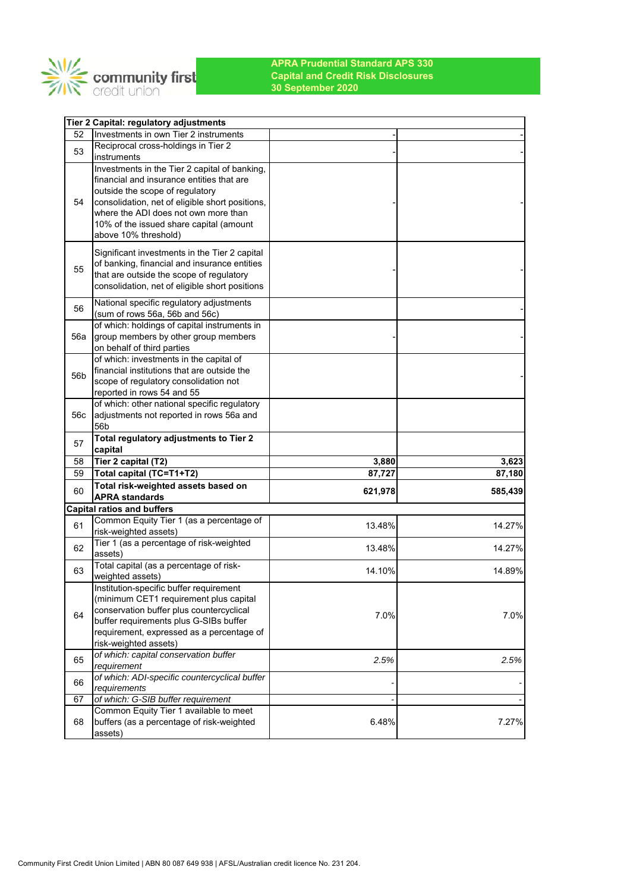| | Tier 2 Capital: regulatory adjustments | | |
|---|---|---|---|
| 52 | Investments in own Tier 2 instruments | - | - |
| 53 | Reciprocal cross-holdings in Tier 2 instruments | - | - |
| 54 | Investments in the Tier 2 capital of banking, financial and insurance entities that are outside the scope of regulatory consolidation, net of eligible short positions, where the ADI does not own more than 10% of the issued share capital (amount above 10% threshold) | - | - |
| 55 | Significant investments in the Tier 2 capital of banking, financial and insurance entities that are outside the scope of regulatory consolidation, net of eligible short positions | - | - |
| 56 | National specific regulatory adjustments (sum of rows 56a, 56b and 56c) | | - |
| 56a | of which: holdings of capital instruments in group members by other group members on behalf of third parties | - | - |
| 56b | of which: investments in the capital of financial institutions that are outside the scope of regulatory consolidation not reported in rows 54 and 55 | | - |
| 56c | of which: other national specific regulatory adjustments not reported in rows 56a and 56b | | |
| 57 | **Total regulatory adjustments to Tier 2 capital** | | |
| 58 | **Tier 2 capital (T2)** | **3,880** | **3,623** |
| 59 | **Total capital (TC=T1+T2)** | **87,727** | **87,180** |
| 60 | **Total risk-weighted assets based on APRA standards** | **621,978** | **585,439** |
| | **Capital ratios and buffers** | | |
| 61 | Common Equity Tier 1 (as a percentage of risk-weighted assets) | 13.48% | 14.27% |
| 62 | Tier 1 (as a percentage of risk-weighted assets) | 13.48% | 14.27% |
| 63 | Total capital (as a percentage of risk-weighted assets) | 14.10% | 14.89% |
| 64 | Institution-specific buffer requirement (minimum CET1 requirement plus capital conservation buffer plus countercyclical buffer requirements plus G-SIBs buffer requirement, expressed as a percentage of risk-weighted assets) | 7.0% | 7.0% |
| 65 | *of which: capital conservation buffer requirement* | *2.5%* | *2.5%* |
| 66 | *of which: ADI-specific countercyclical buffer requirements* | - | - |
| 67 | *of which: G-SIB buffer requirement* | - | - |
| 68 | Common Equity Tier 1 available to meet buffers (as a percentage of risk-weighted assets) | 6.48% | 7.27% |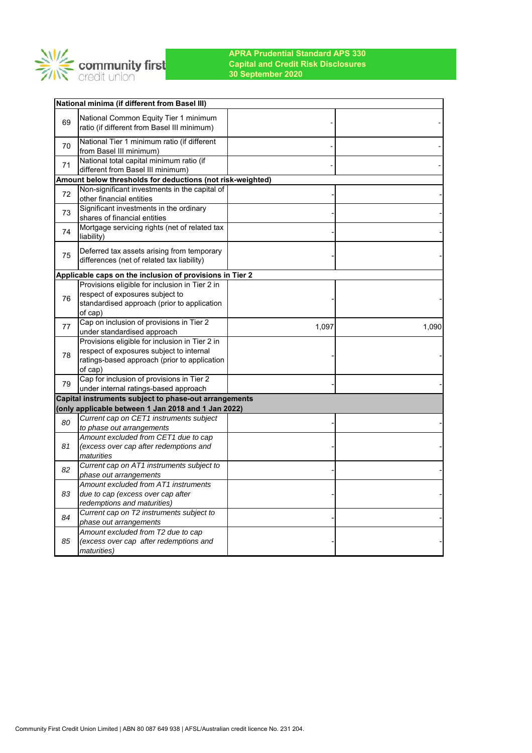APRA Prudential Standard APS 330
Capital and Credit Risk Disclosures
30 September 2020

| | | | |
|---|---|---|---|
| **National minima (if different from Basel III)** | | | |
| 69 | National Common Equity Tier 1 minimum ratio (if different from Basel III minimum) | - | - |
| 70 | National Tier 1 minimum ratio (if different from Basel III minimum) | - | - |
| 71 | National total capital minimum ratio (if different from Basel III minimum) | - | - |
| **Amount below thresholds for deductions (not risk-weighted)** | | | |
| 72 | Non-significant investments in the capital of other financial entities | - | - |
| 73 | Significant investments in the ordinary shares of financial entities | - | - |
| 74 | Mortgage servicing rights (net of related tax liability) | - | - |
| 75 | Deferred tax assets arising from temporary differences (net of related tax liability) | - | - |
| **Applicable caps on the inclusion of provisions in Tier 2** | | | |
| 76 | Provisions eligible for inclusion in Tier 2 in respect of exposures subject to standardised approach (prior to application of cap) | - | - |
| 77 | Cap on inclusion of provisions in Tier 2 under standardised approach | 1,097 | 1,090 |
| 78 | Provisions eligible for inclusion in Tier 2 in respect of exposures subject to internal ratings-based approach (prior to application of cap) | - | - |
| 79 | Cap for inclusion of provisions in Tier 2 under internal ratings-based approach | - | - |
| **Capital instruments subject to phase-out arrangements (only applicable between 1 Jan 2018 and 1 Jan 2022)** | | | |
| *80* | *Current cap on CET1 instruments subject to phase out arrangements* | - | - |
| *81* | *Amount excluded from CET1 due to cap (excess over cap after redemptions and maturities* | - | - |
| *82* | *Current cap on AT1 instruments subject to phase out arrangements* | - | - |
| *83* | *Amount excluded from AT1 instruments due to cap (excess over cap after redemptions and maturities)* | - | - |
| *84* | *Current cap on T2 instruments subject to phase out arrangements* | - | - |
| *85* | *Amount excluded from T2 due to cap (excess over cap after redemptions and maturities)* | - | - |

Community First Credit Union Limited | ABN 80 087 649 938 | AFSL/Australian credit licence No. 231 204.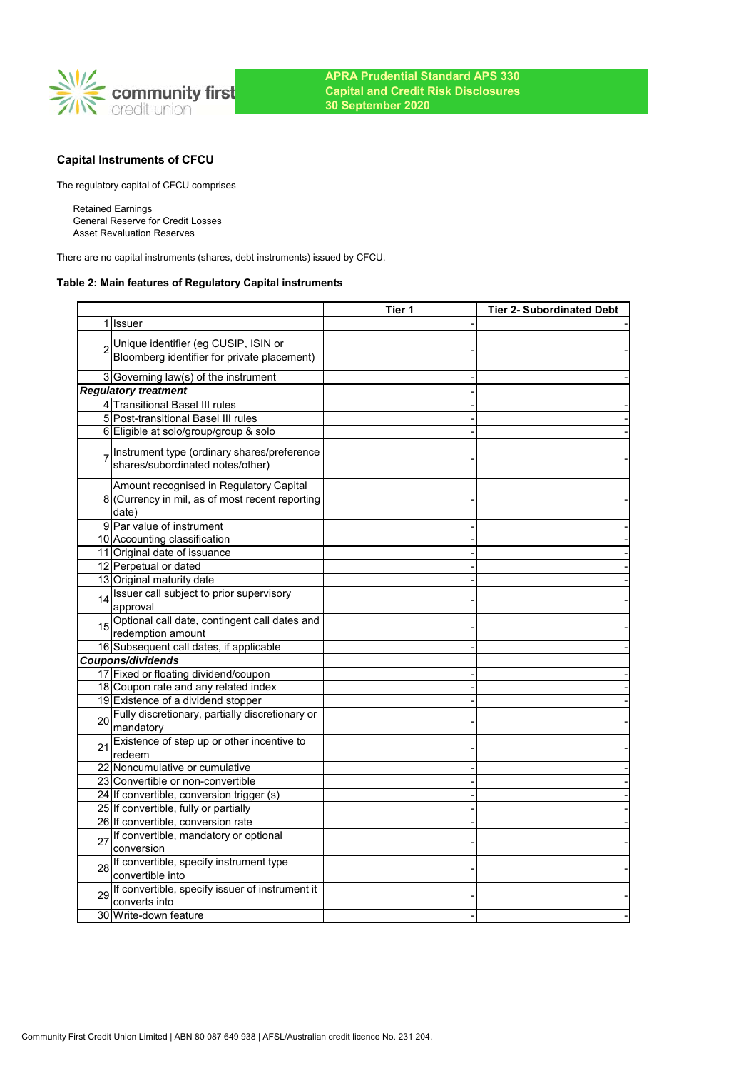APRA Prudential Standard APS 330
Capital and Credit Risk Disclosures
30 September 2020

### Capital Instruments of CFCU

The regulatory capital of CFCU comprises

Retained Earnings
General Reserve for Credit Losses
Asset Revaluation Reserves

There are no capital instruments (shares, debt instruments) issued by CFCU.

#### Table 2: Main features of Regulatory Capital instruments

| | | Tier 1 | Tier 2- Subordinated Debt |
|---|---|---|---|
| 1 | Issuer | - | - |
| 2 | Unique identifier (eg CUSIP, ISIN or Bloomberg identifier for private placement) | - | - |
| 3 | Governing law(s) of the instrument | - | - |
| ***Regulatory treatment*** | | - | |
| 4 | Transitional Basel III rules | - | - |
| 5 | Post-transitional Basel III rules | - | - |
| 6 | Eligible at solo/group/group & solo | - | - |
| 7 | Instrument type (ordinary shares/preference shares/subordinated notes/other) | - | - |
| 8 | Amount recognised in Regulatory Capital (Currency in mil, as of most recent reporting date) | - | - |
| 9 | Par value of instrument | - | - |
| 10 | Accounting classification | - | - |
| 11 | Original date of issuance | - | - |
| 12 | Perpetual or dated | - | - |
| 13 | Original maturity date | - | - |
| 14 | Issuer call subject to prior supervisory approval | - | - |
| 15 | Optional call date, contingent call dates and redemption amount | - | - |
| 16 | Subsequent call dates, if applicable | - | - |
| ***Coupons/dividends*** | | | |
| 17 | Fixed or floating dividend/coupon | - | - |
| 18 | Coupon rate and any related index | - | - |
| 19 | Existence of a dividend stopper | - | - |
| 20 | Fully discretionary, partially discretionary or mandatory | - | - |
| 21 | Existence of step up or other incentive to redeem | - | - |
| 22 | Noncumulative or cumulative | - | - |
| 23 | Convertible or non-convertible | - | - |
| 24 | If convertible, conversion trigger (s) | - | - |
| 25 | If convertible, fully or partially | - | - |
| 26 | If convertible, conversion rate | - | - |
| 27 | If convertible, mandatory or optional conversion | - | - |
| 28 | If convertible, specify instrument type convertible into | - | - |
| 29 | If convertible, specify issuer of instrument it converts into | - | - |
| 30 | Write-down feature | - | - |

Community First Credit Union Limited | ABN 80 087 649 938 | AFSL/Australian credit licence No. 231 204.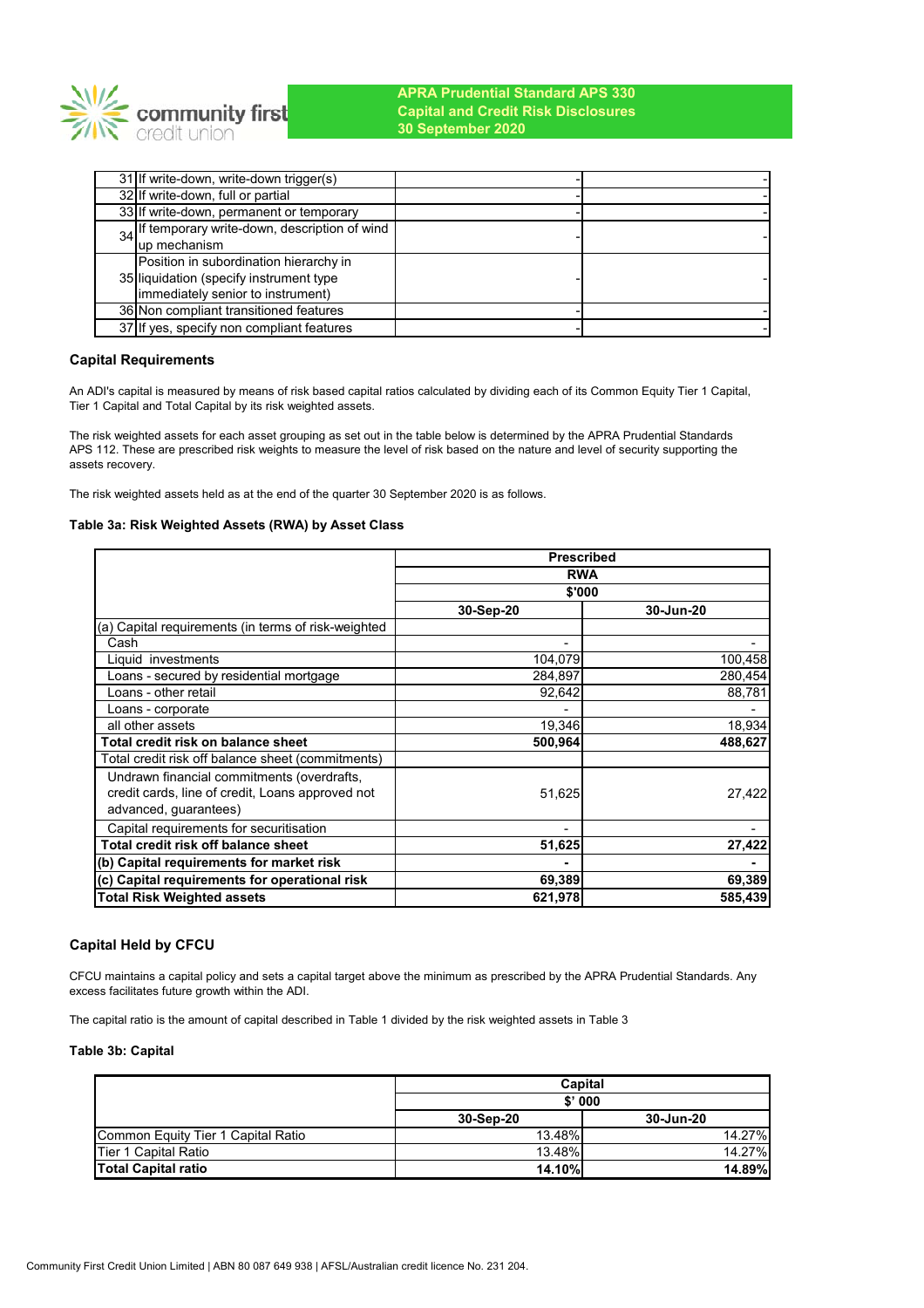| | | | |
|---|---|---|---|
| 31 | If write-down, write-down trigger(s) | - | - |
| 32 | If write-down, full or partial | - | - |
| 33 | If write-down, permanent or temporary | - | - |
| 34 | If temporary write-down, description of wind up mechanism | - | - |
| 35 | Position in subordination hierarchy in liquidation (specify instrument type immediately senior to instrument) | - | - |
| 36 | Non compliant transitioned features | - | - |
| 37 | If yes, specify non compliant features | - | - |

### Capital Requirements

An ADI's capital is measured by means of risk based capital ratios calculated by dividing each of its Common Equity Tier 1 Capital, Tier 1 Capital and Total Capital by its risk weighted assets.

The risk weighted assets for each asset grouping as set out in the table below is determined by the APRA Prudential Standards APS 112. These are prescribed risk weights to measure the level of risk based on the nature and level of security supporting the assets recovery.

The risk weighted assets held as at the end of the quarter 30 September 2020 is as follows.

#### Table 3a: Risk Weighted Assets (RWA) by Asset Class

| | Prescribed RWA $'000 | |
|---|---|---|
| | **30-Sep-20** | **30-Jun-20** |
| (a) Capital requirements (in terms of risk-weighted | | |
| Cash | - | - |
| Liquid investments | 104,079 | 100,458 |
| Loans - secured by residential mortgage | 284,897 | 280,454 |
| Loans - other retail | 92,642 | 88,781 |
| Loans - corporate | - | - |
| all other assets | 19,346 | 18,934 |
| **Total credit risk on balance sheet** | **500,964** | **488,627** |
| Total credit risk off balance sheet (commitments) | | |
| Undrawn financial commitments (overdrafts, credit cards, line of credit, Loans approved not advanced, guarantees) | 51,625 | 27,422 |
| Capital requirements for securitisation | - | - |
| **Total credit risk off balance sheet** | **51,625** | **27,422** |
| **(b) Capital requirements for market risk** | **-** | **-** |
| **(c) Capital requirements for operational risk** | **69,389** | **69,389** |
| **Total Risk Weighted assets** | **621,978** | **585,439** |

### Capital Held by CFCU

CFCU maintains a capital policy and sets a capital target above the minimum as prescribed by the APRA Prudential Standards. Any excess facilitates future growth within the ADI.

The capital ratio is the amount of capital described in Table 1 divided by the risk weighted assets in Table 3

#### Table 3b: Capital

| | Capital $' 000 | |
|---|---|---|
| | **30-Sep-20** | **30-Jun-20** |
| Common Equity Tier 1 Capital Ratio | 13.48% | 14.27% |
| Tier 1 Capital Ratio | 13.48% | 14.27% |
| **Total Capital ratio** | **14.10%** | **14.89%** |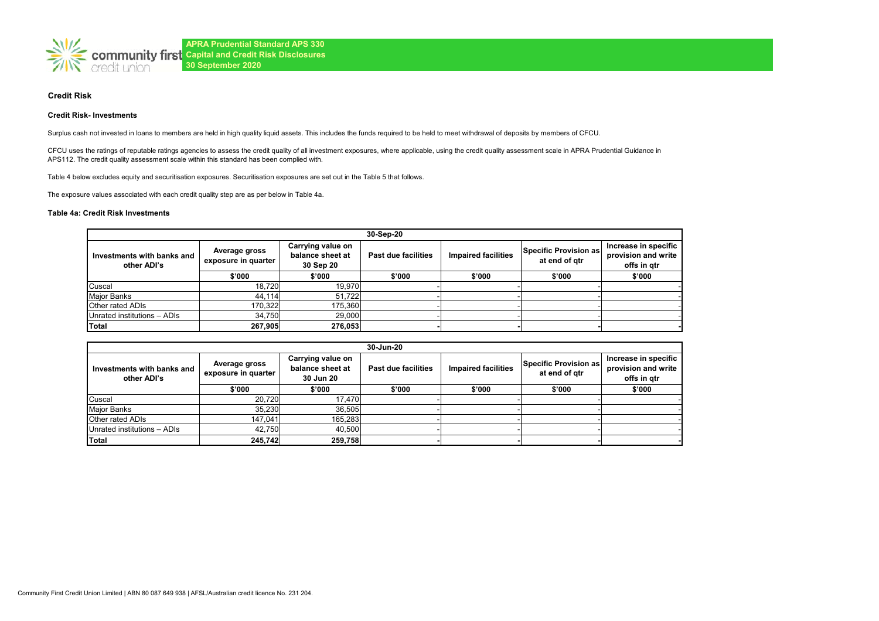**APRA Prudential Standard APS 330**
**Capital and Credit Risk Disclosures**
**30 September 2020**

## Credit Risk

### Credit Risk- Investments

Surplus cash not invested in loans to members are held in high quality liquid assets. This includes the funds required to be held to meet withdrawal of deposits by members of CFCU.

CFCU uses the ratings of reputable ratings agencies to assess the credit quality of all investment exposures, where applicable, using the credit quality assessment scale in APRA Prudential Guidance in APS112. The credit quality assessment scale within this standard has been complied with.

Table 4 below excludes equity and securitisation exposures. Securitisation exposures are set out in the Table 5 that follows.

The exposure values associated with each credit quality step are as per below in Table 4a.

#### Table 4a: Credit Risk Investments

| 30-Sep-20 | | | | | | |
|---|---|---|---|---|---|---|
| **Investments with banks and other ADI's** | **Average gross exposure in quarter** | **Carrying value on balance sheet at 30 Sep 20** | **Past due facilities** | **Impaired facilities** | **Specific Provision as at end of qtr** | **Increase in specific provision and write offs in qtr** |
| | **$'000** | **$'000** | **$'000** | **$'000** | **$'000** | **$'000** |
| Cuscal | 18,720 | 19,970 | - | - | - | - |
| Major Banks | 44,114 | 51,722 | - | - | - | - |
| Other rated ADIs | 170,322 | 175,360 | - | - | - | - |
| Unrated institutions – ADIs | 34,750 | 29,000 | - | - | - | - |
| **Total** | **267,905** | **276,053** | **-** | **-** | **-** | **-** |

| 30-Jun-20 | | | | | | |
|---|---|---|---|---|---|---|
| **Investments with banks and other ADI's** | **Average gross exposure in quarter** | **Carrying value on balance sheet at 30 Jun 20** | **Past due facilities** | **Impaired facilities** | **Specific Provision as at end of qtr** | **Increase in specific provision and write offs in qtr** |
| | **$'000** | **$'000** | **$'000** | **$'000** | **$'000** | **$'000** |
| Cuscal | 20,720 | 17,470 | - | - | - | - |
| Major Banks | 35,230 | 36,505 | - | - | - | - |
| Other rated ADIs | 147,041 | 165,283 | - | - | - | - |
| Unrated institutions – ADIs | 42,750 | 40,500 | - | - | - | - |
| **Total** | **245,742** | **259,758** | **-** | **-** | **-** | **-** |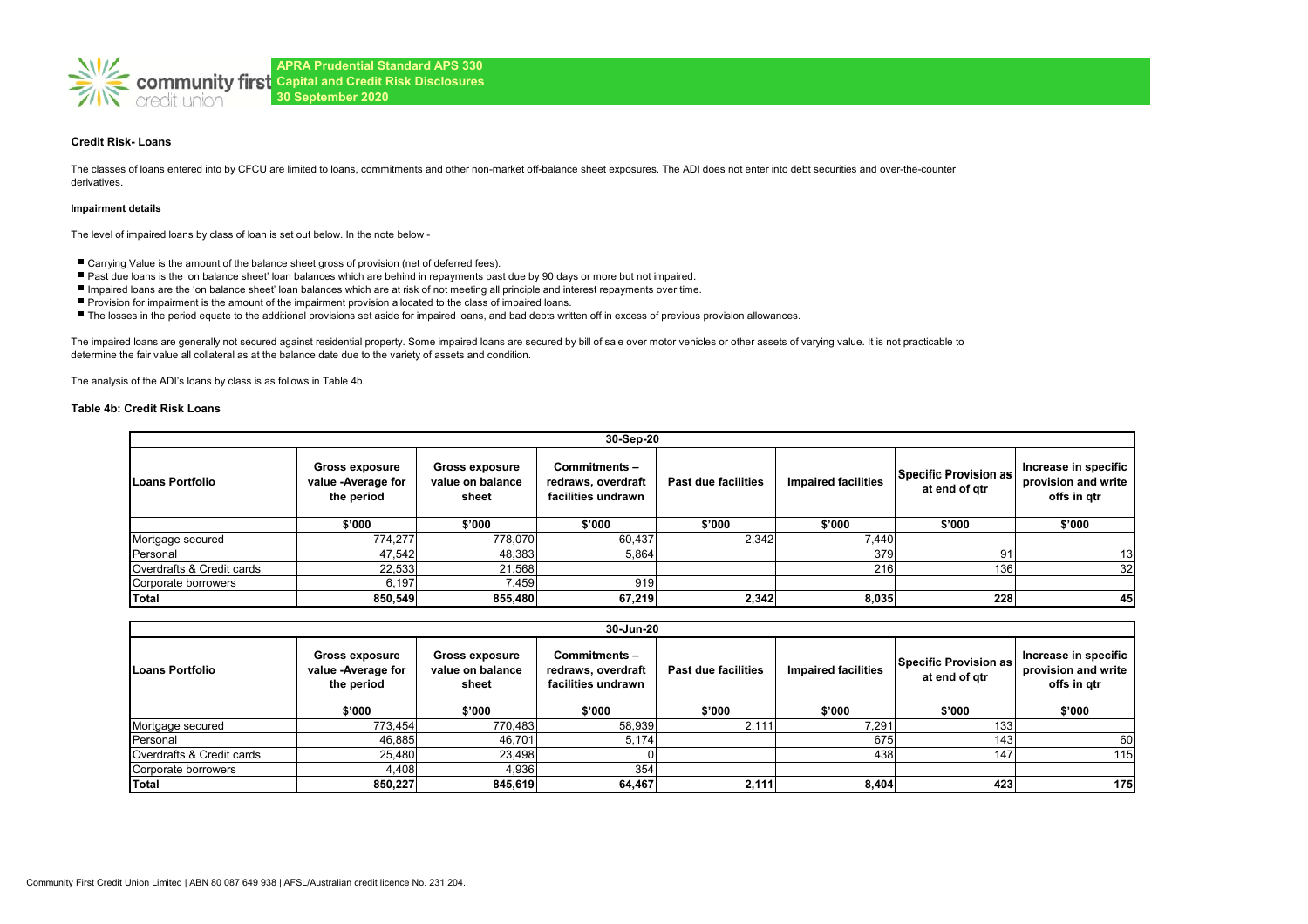**APRA Prudential Standard APS 330**
**Capital and Credit Risk Disclosures**
**30 September 2020**

#### Credit Risk- Loans

The classes of loans entered into by CFCU are limited to loans, commitments and other non-market off-balance sheet exposures. The ADI does not enter into debt securities and over-the-counter derivatives.

##### Impairment details

The level of impaired loans by class of loan is set out below. In the note below -

- Carrying Value is the amount of the balance sheet gross of provision (net of deferred fees).
- Past due loans is the 'on balance sheet' loan balances which are behind in repayments past due by 90 days or more but not impaired.
- Impaired loans are the 'on balance sheet' loan balances which are at risk of not meeting all principle and interest repayments over time.
- Provision for impairment is the amount of the impairment provision allocated to the class of impaired loans.
- The losses in the period equate to the additional provisions set aside for impaired loans, and bad debts written off in excess of previous provision allowances.

The impaired loans are generally not secured against residential property. Some impaired loans are secured by bill of sale over motor vehicles or other assets of varying value. It is not practicable to determine the fair value all collateral as at the balance date due to the variety of assets and condition.

The analysis of the ADI's loans by class is as follows in Table 4b.

#### Table 4b: Credit Risk Loans

| 30-Sep-20 | | | | | | | |
|---|---|---|---|---|---|---|---|
| **Loans Portfolio** | **Gross exposure value -Average for the period** | **Gross exposure value on balance sheet** | **Commitments – redraws, overdraft facilities undrawn** | **Past due facilities** | **Impaired facilities** | **Specific Provision as at end of qtr** | **Increase in specific provision and write offs in qtr** |
| | **\$'000** | **\$'000** | **\$'000** | **\$'000** | **\$'000** | **\$'000** | **\$'000** |
| Mortgage secured | 774,277 | 778,070 | 60,437 | 2,342 | 7,440 | | |
| Personal | 47,542 | 48,383 | 5,864 | | 379 | 91 | 13 |
| Overdrafts & Credit cards | 22,533 | 21,568 | | | 216 | 136 | 32 |
| Corporate borrowers | 6,197 | 7,459 | 919 | | | | |
| **Total** | **850,549** | **855,480** | **67,219** | **2,342** | **8,035** | **228** | **45** |

| 30-Jun-20 | | | | | | | |
|---|---|---|---|---|---|---|---|
| **Loans Portfolio** | **Gross exposure value -Average for the period** | **Gross exposure value on balance sheet** | **Commitments – redraws, overdraft facilities undrawn** | **Past due facilities** | **Impaired facilities** | **Specific Provision as at end of qtr** | **Increase in specific provision and write offs in qtr** |
| | **\$'000** | **\$'000** | **\$'000** | **\$'000** | **\$'000** | **\$'000** | **\$'000** |
| Mortgage secured | 773,454 | 770,483 | 58,939 | 2,111 | 7,291 | 133 | |
| Personal | 46,885 | 46,701 | 5,174 | | 675 | 143 | 60 |
| Overdrafts & Credit cards | 25,480 | 23,498 | 0 | | 438 | 147 | 115 |
| Corporate borrowers | 4,408 | 4,936 | 354 | | | | |
| **Total** | **850,227** | **845,619** | **64,467** | **2,111** | **8,404** | **423** | **175** |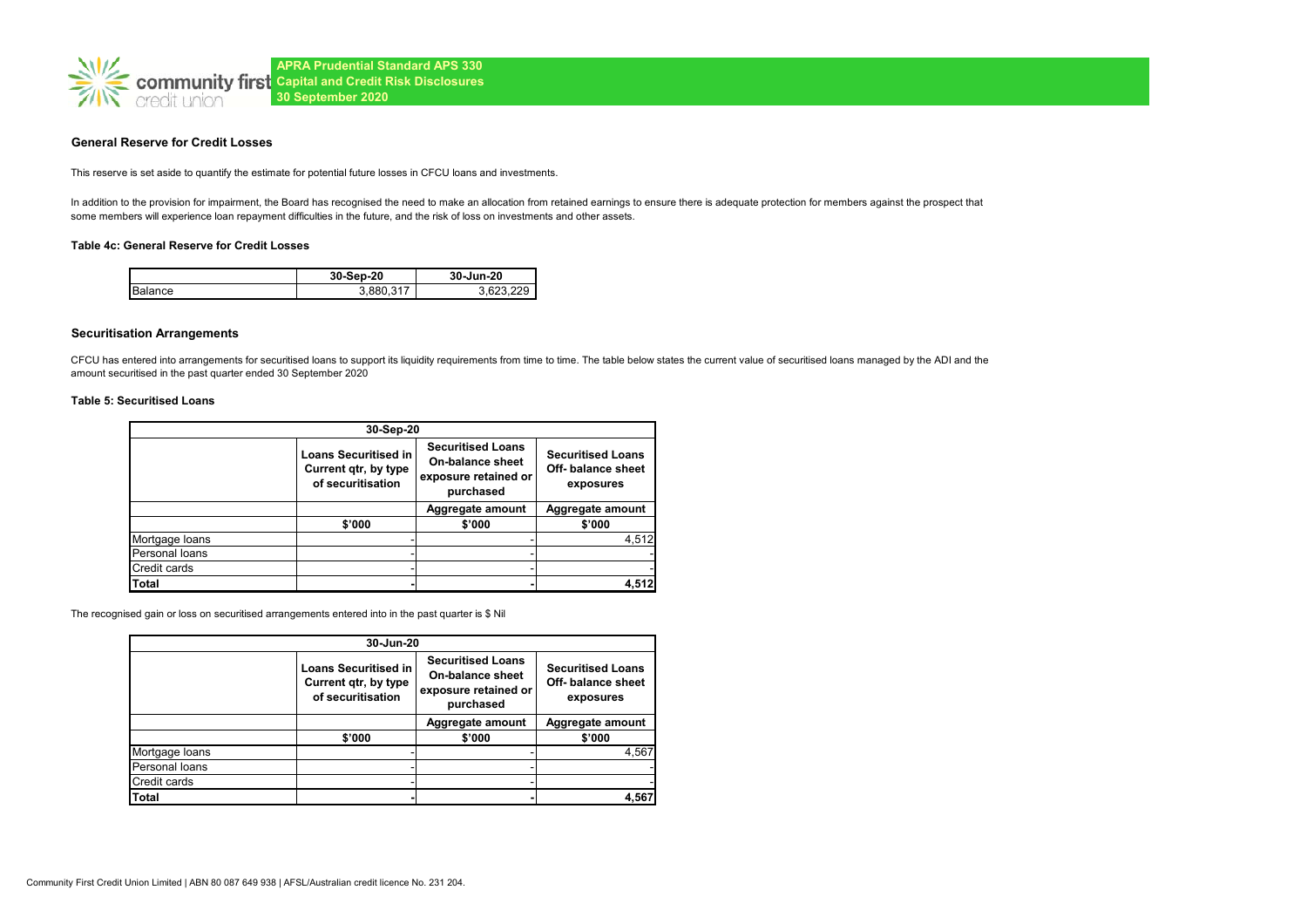## General Reserve for Credit Losses

This reserve is set aside to quantify the estimate for potential future losses in CFCU loans and investments.

In addition to the provision for impairment, the Board has recognised the need to make an allocation from retained earnings to ensure there is adequate protection for members against the prospect that some members will experience loan repayment difficulties in the future, and the risk of loss on investments and other assets.

### Table 4c: General Reserve for Credit Losses

| | 30-Sep-20 | 30-Jun-20 |
|---|---|---|
| Balance | 3,880,317 | 3,623,229 |

## Securitisation Arrangements

CFCU has entered into arrangements for securitised loans to support its liquidity requirements from time to time. The table below states the current value of securitised loans managed by the ADI and the amount securitised in the past quarter ended 30 September 2020

### Table 5: Securitised Loans

| 30-Sep-20 | | | |
|---|---|---|---|
| | Loans Securitised in Current qtr, by type of securitisation | Securitised Loans On-balance sheet exposure retained or purchased | Securitised Loans Off- balance sheet exposures |
| | | Aggregate amount | Aggregate amount |
| | $'000 | $'000 | $'000 |
| Mortgage loans | - | - | 4,512 |
| Personal loans | - | - | - |
| Credit cards | - | - | - |
| **Total** | **-** | **-** | **4,512** |

The recognised gain or loss on securitised arrangements entered into in the past quarter is $ Nil

| 30-Jun-20 | | | |
|---|---|---|---|
| | Loans Securitised in Current qtr, by type of securitisation | Securitised Loans On-balance sheet exposure retained or purchased | Securitised Loans Off- balance sheet exposures |
| | | Aggregate amount | Aggregate amount |
| | $'000 | $'000 | $'000 |
| Mortgage loans | - | - | 4,567 |
| Personal loans | - | - | - |
| Credit cards | - | - | - |
| **Total** | **-** | **-** | **4,567** |